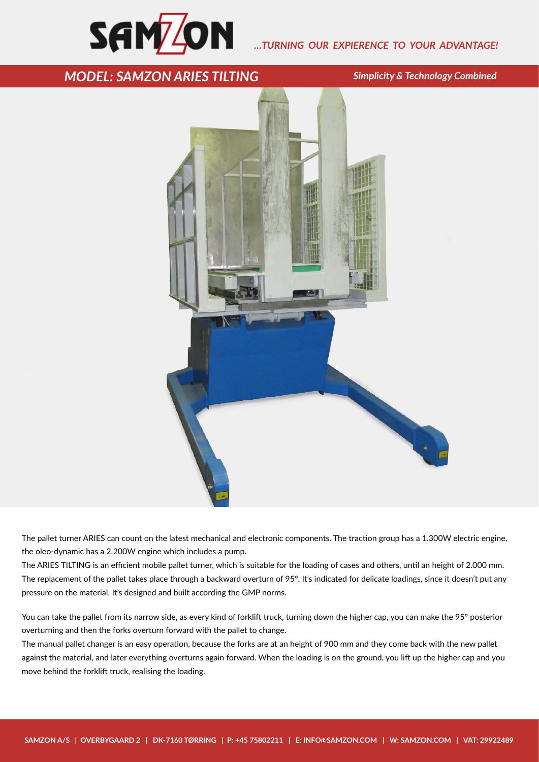SAMZON

*...TURNING OUR EXPERIENCE TO YOUR ADVANTAGE!*

## *MODEL: SAMZON ARIES TILTING*

***Simplicity & Technology Combined***

The pallet turner ARIES can count on the latest mechanical and electronic components. The traction group has a 1.300W electric engine, the oleo-dynamic has a 2.200W engine which includes a pump.

The ARIES TILTING is an efficient mobile pallet turner, which is suitable for the loading of cases and others, until an height of 2.000 mm. The replacement of the pallet takes place through a backward overturn of 95°. It's indicated for delicate loadings, since it doesn't put any pressure on the material. It's designed and built according the GMP norms.

You can take the pallet from its narrow side, as every kind of forklift truck, turning down the higher cap, you can make the 95° posterior overturning and then the forks overturn forward with the pallet to change.

The manual pallet changer is an easy operation, because the forks are at an height of 900 mm and they come back with the new pallet against the material, and later everything overturns again forward. When the loading is on the ground, you lift up the higher cap and you move behind the forklift truck, realising the loading.

SAMZON A/S | OVERBYGAARD 2 | DK-7160 TØRRING | P: +45 75802211 | E: INFO@SAMZON.COM | W: SAMZON.COM | VAT: 29922489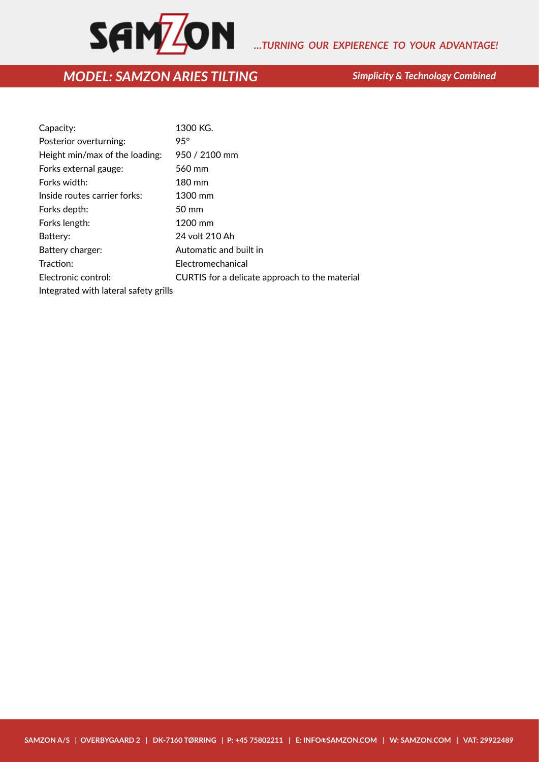## MODEL: SAMZON ARIES TILTING

*Simplicity & Technology Combined*

| | |
|---|---|
| Capacity: | 1300 KG. |
| Posterior overturning: | 95° |
| Height min/max of the loading: | 950 / 2100 mm |
| Forks external gauge: | 560 mm |
| Forks width: | 180 mm |
| Inside routes carrier forks: | 1300 mm |
| Forks depth: | 50 mm |
| Forks length: | 1200 mm |
| Battery: | 24 volt 210 Ah |
| Battery charger: | Automatic and built in |
| Traction: | Electromechanical |
| Electronic control: | CURTIS for a delicate approach to the material |

Integrated with lateral safety grills